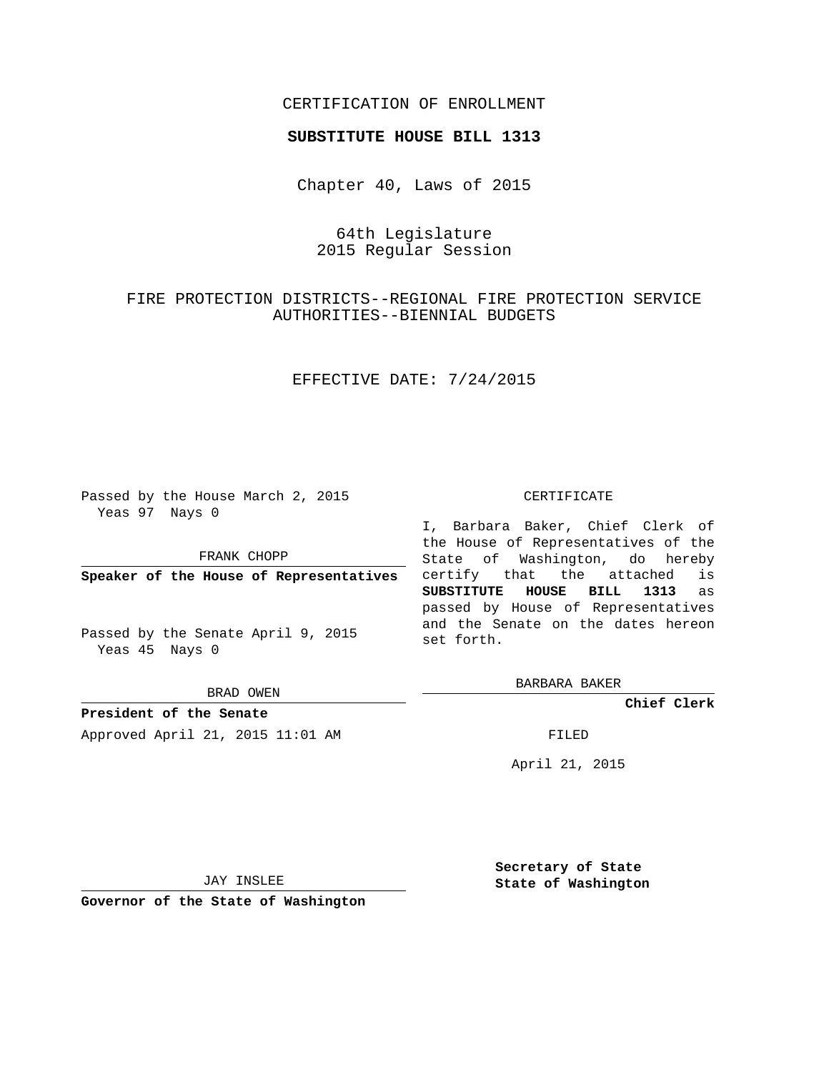CERTIFICATION OF ENROLLMENT

**SUBSTITUTE HOUSE BILL 1313**

Chapter 40, Laws of 2015

64th Legislature
2015 Regular Session

FIRE PROTECTION DISTRICTS--REGIONAL FIRE PROTECTION SERVICE AUTHORITIES--BIENNIAL BUDGETS

EFFECTIVE DATE: 7/24/2015

Passed by the House March 2, 2015
Yeas 97 Nays 0

FRANK CHOPP

**Speaker of the House of Representatives**

Passed by the Senate April 9, 2015
Yeas 45 Nays 0

BRAD OWEN

**President of the Senate**

Approved April 21, 2015 11:01 AM

JAY INSLEE

**Governor of the State of Washington**

CERTIFICATE

I, Barbara Baker, Chief Clerk of the House of Representatives of the State of Washington, do hereby certify that the attached is **SUBSTITUTE HOUSE BILL 1313** as passed by House of Representatives and the Senate on the dates hereon set forth.

BARBARA BAKER

**Chief Clerk**

FILED

April 21, 2015

**Secretary of State**
**State of Washington**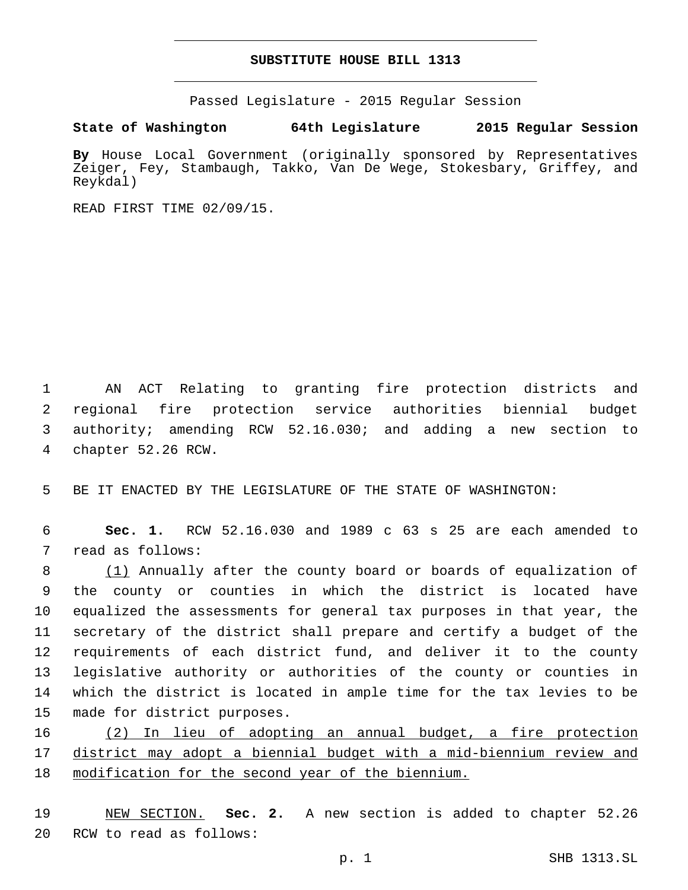# SUBSTITUTE HOUSE BILL 1313

Passed Legislature - 2015 Regular Session

**State of Washington 64th Legislature 2015 Regular Session**

**By** House Local Government (originally sponsored by Representatives Zeiger, Fey, Stambaugh, Takko, Van De Wege, Stokesbary, Griffey, and Reykdal)

READ FIRST TIME 02/09/15.

AN ACT Relating to granting fire protection districts and regional fire protection service authorities biennial budget authority; amending RCW 52.16.030; and adding a new section to chapter 52.26 RCW.

BE IT ENACTED BY THE LEGISLATURE OF THE STATE OF WASHINGTON:

**Sec. 1.** RCW 52.16.030 and 1989 c 63 s 25 are each amended to read as follows:

(1) Annually after the county board or boards of equalization of the county or counties in which the district is located have equalized the assessments for general tax purposes in that year, the secretary of the district shall prepare and certify a budget of the requirements of each district fund, and deliver it to the county legislative authority or authorities of the county or counties in which the district is located in ample time for the tax levies to be made for district purposes.

(2) In lieu of adopting an annual budget, a fire protection district may adopt a biennial budget with a mid-biennium review and modification for the second year of the biennium.

NEW SECTION. **Sec. 2.** A new section is added to chapter 52.26 RCW to read as follows: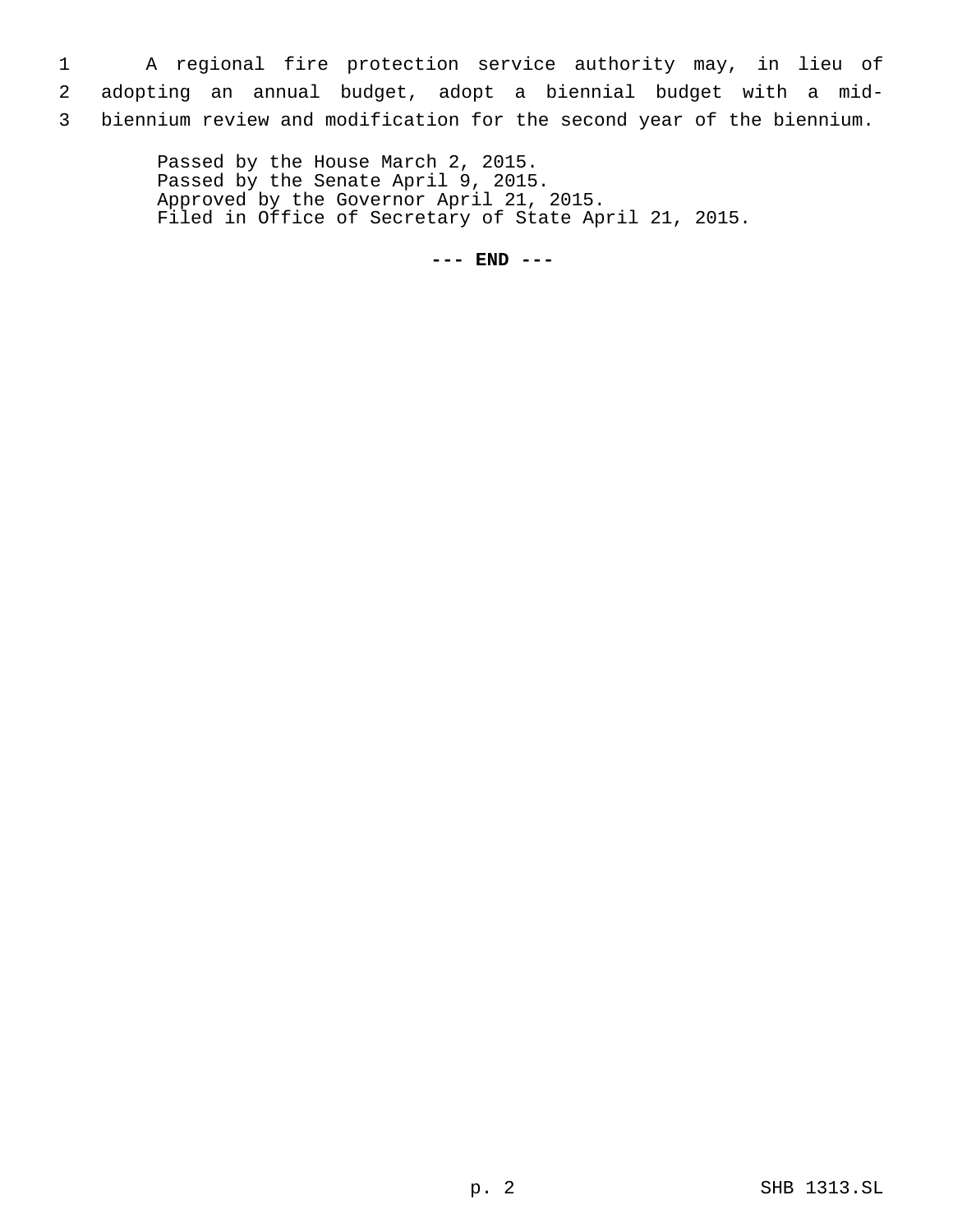A regional fire protection service authority may, in lieu of adopting an annual budget, adopt a biennial budget with a mid-biennium review and modification for the second year of the biennium.

Passed by the House March 2, 2015.
Passed by the Senate April 9, 2015.
Approved by the Governor April 21, 2015.
Filed in Office of Secretary of State April 21, 2015.

**--- END ---**